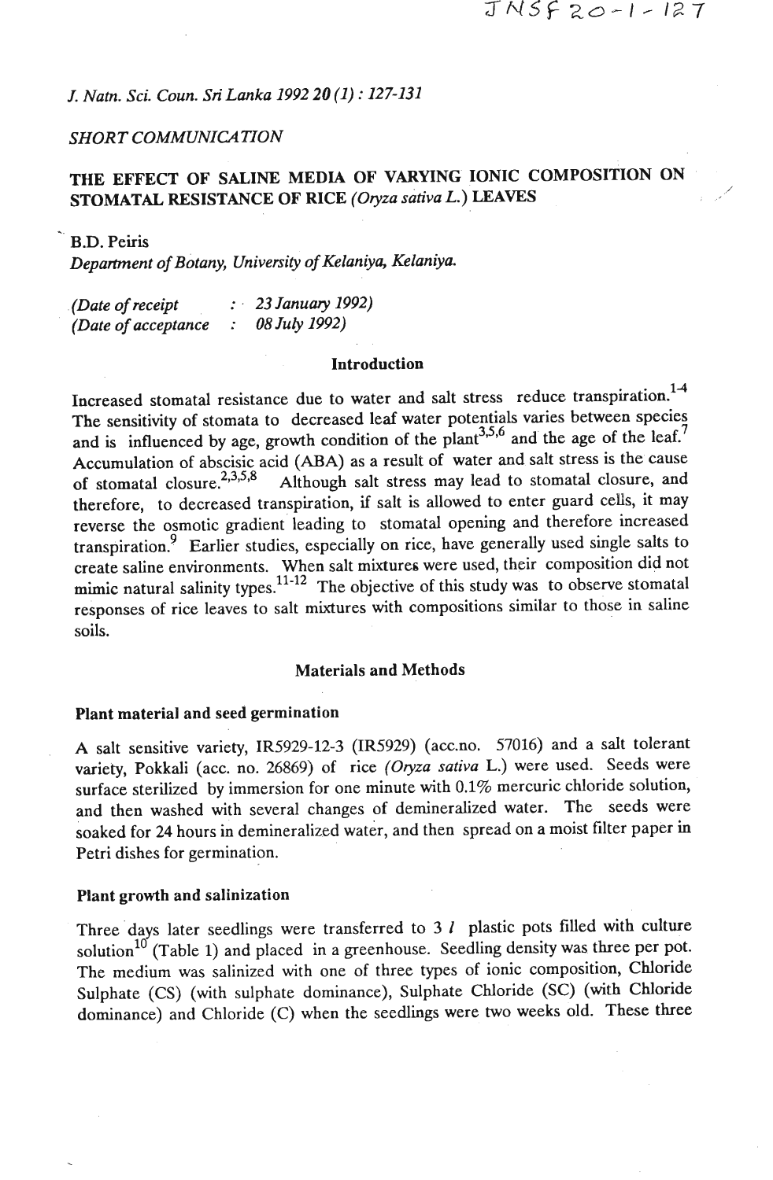*SHORT COMMUNICATION*

# THE EFFECT OF SALINE MEDIA OF VARYING IONIC COMPOSITION ON STOMATAL RESISTANCE OF RICE (*Oryza sativa L.*) LEAVES

B.D. Peiris

*Department of Botany, University of Kelaniya, Kelaniya.*

*(Date of receipt : 23 January 1992)*
*(Date of acceptance : 08 July 1992)*

## Introduction

Increased stomatal resistance due to water and salt stress reduce transpiration.[1-4] The sensitivity of stomata to decreased leaf water potentials varies between species and is influenced by age, growth condition of the plant[3,5,6] and the age of the leaf.[7] Accumulation of abscisic acid (ABA) as a result of water and salt stress is the cause of stomatal closure.[2,3,5,8] Although salt stress may lead to stomatal closure, and therefore, to decreased transpiration, if salt is allowed to enter guard cells, it may reverse the osmotic gradient leading to stomatal opening and therefore increased transpiration.[9] Earlier studies, especially on rice, have generally used single salts to create saline environments. When salt mixtures were used, their composition did not mimic natural salinity types.[11-12] The objective of this study was to observe stomatal responses of rice leaves to salt mixtures with compositions similar to those in saline soils.

## Materials and Methods

### Plant material and seed germination

A salt sensitive variety, IR5929-12-3 (IR5929) (acc.no. 57016) and a salt tolerant variety, Pokkali (acc. no. 26869) of rice *(Oryza sativa* L.) were used. Seeds were surface sterilized by immersion for one minute with 0.1% mercuric chloride solution, and then washed with several changes of demineralized water. The seeds were soaked for 24 hours in demineralized water, and then spread on a moist filter paper in Petri dishes for germination.

### Plant growth and salinization

Three days later seedlings were transferred to 3 *l* plastic pots filled with culture solution[10] (Table 1) and placed in a greenhouse. Seedling density was three per pot. The medium was salinized with one of three types of ionic composition, Chloride Sulphate (CS) (with sulphate dominance), Sulphate Chloride (SC) (with Chloride dominance) and Chloride (C) when the seedlings were two weeks old. These three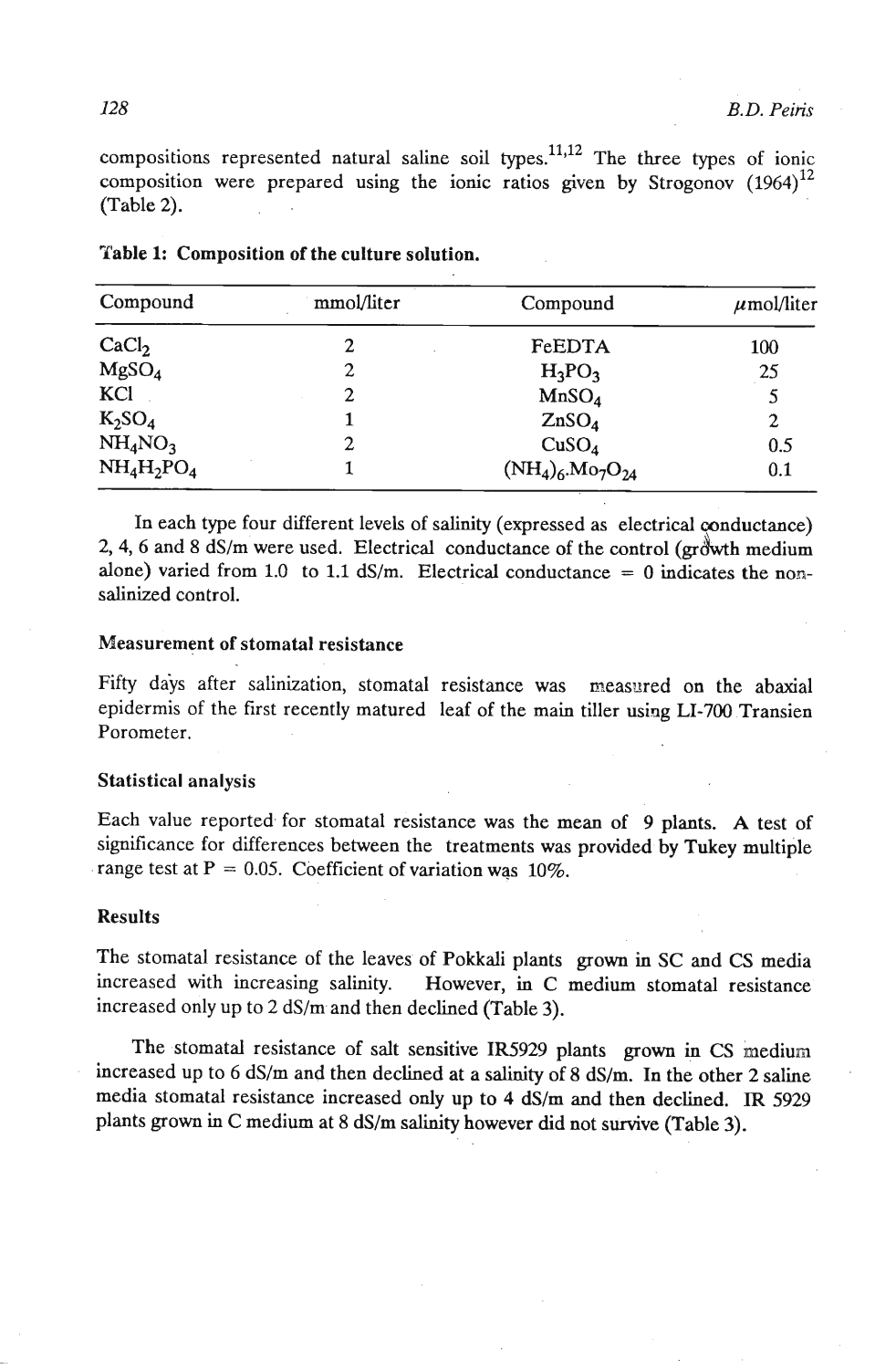compositions represented natural saline soil types.[11,12] The three types of ionic composition were prepared using the ionic ratios given by Strogonov (1964)[12] (Table 2).

**Table 1: Composition of the culture solution.**

| Compound | mmol/liter | Compound | $\mu$mol/liter |
|---|---|---|---|
| $CaCl_2$ | 2 | FeEDTA | 100 |
| $MgSO_4$ | 2 | $H_3PO_3$ | 25 |
| KCl | 2 | $MnSO_4$ | 5 |
| $K_2SO_4$ | 1 | $ZnSO_4$ | 2 |
| $NH_4NO_3$ | 2 | $CuSO_4$ | 0.5 |
| $NH_4H_2PO_4$ | 1 | $(NH_4)_6.Mo_7O_{24}$ | 0.1 |

In each type four different levels of salinity (expressed as electrical conductance) 2, 4, 6 and 8 dS/m were used. Electrical conductance of the control (growth medium alone) varied from 1.0 to 1.1 dS/m. Electrical conductance = 0 indicates the non-salinized control.

### Measurement of stomatal resistance

Fifty days after salinization, stomatal resistance was measured on the abaxial epidermis of the first recently matured leaf of the main tiller using LI-700 Transien Porometer.

### Statistical analysis

Each value reported for stomatal resistance was the mean of 9 plants. A test of significance for differences between the treatments was provided by Tukey multiple range test at P = 0.05. Coefficient of variation was 10%.

### Results

The stomatal resistance of the leaves of Pokkali plants grown in SC and CS media increased with increasing salinity. However, in C medium stomatal resistance increased only up to 2 dS/m and then declined (Table 3).

The stomatal resistance of salt sensitive IR5929 plants grown in CS medium increased up to 6 dS/m and then declined at a salinity of 8 dS/m. In the other 2 saline media stomatal resistance increased only up to 4 dS/m and then declined. IR 5929 plants grown in C medium at 8 dS/m salinity however did not survive (Table 3).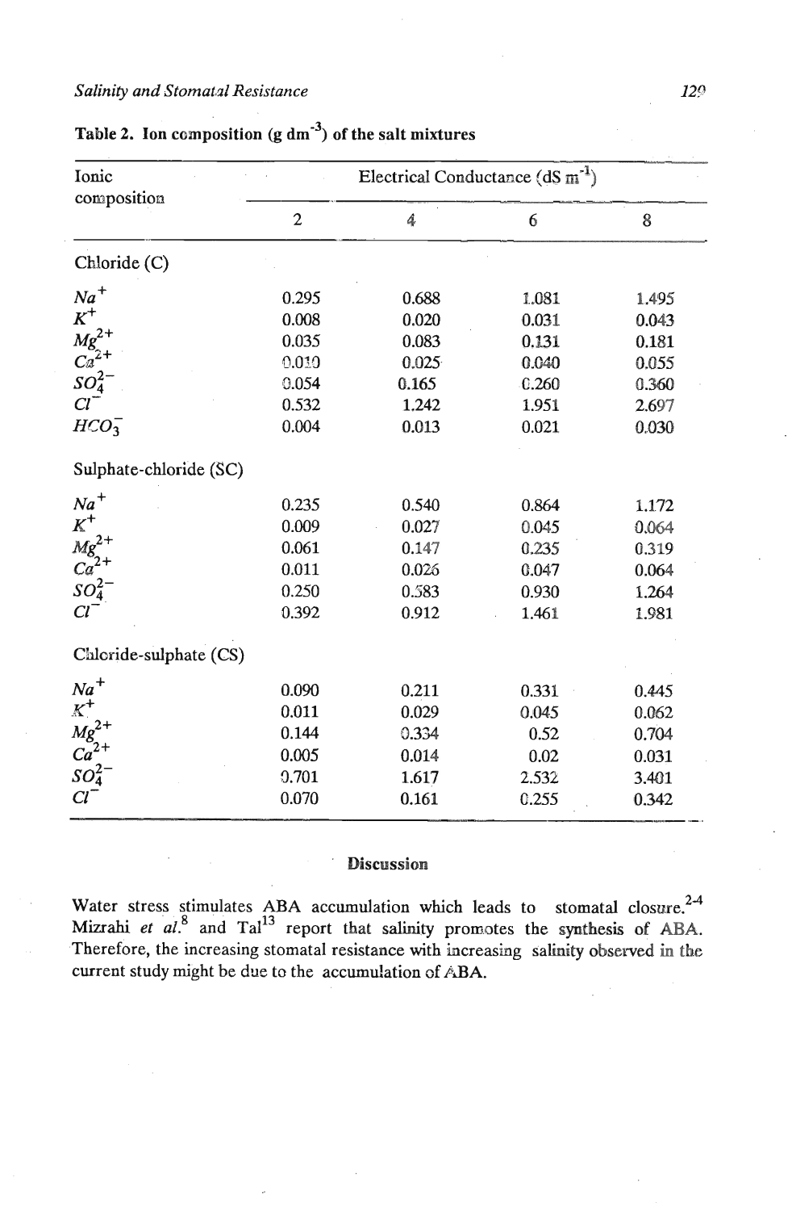**Table 2. Ion composition (g dm$^{-3}$) of the salt mixtures**

| Ionic composition | Electrical Conductance (dS m$^{-1}$) | | | |
|---|---|---|---|---|
| | 2 | 4 | 6 | 8 |
| **Chloride (C)** | | | | |
| $Na^+$ | 0.295 | 0.688 | 1.081 | 1.495 |
| $K^+$ | 0.008 | 0.020 | 0.031 | 0.043 |
| $Mg^{2+}$ | 0.035 | 0.083 | 0.131 | 0.181 |
| $Ca^{2+}$ | 0.010 | 0.025 | 0.040 | 0.055 |
| $SO_4^{2-}$ | 0.054 | 0.165 | 0.260 | 0.360 |
| $Cl^-$ | 0.532 | 1.242 | 1.951 | 2.697 |
| $HCO_3^-$ | 0.004 | 0.013 | 0.021 | 0.030 |
| **Sulphate-chloride (SC)** | | | | |
| $Na^+$ | 0.235 | 0.540 | 0.864 | 1.172 |
| $K^+$ | 0.009 | 0.027 | 0.045 | 0.064 |
| $Mg^{2+}$ | 0.061 | 0.147 | 0.235 | 0.319 |
| $Ca^{2+}$ | 0.011 | 0.026 | 0.047 | 0.064 |
| $SO_4^{2-}$ | 0.250 | 0.583 | 0.930 | 1.264 |
| $Cl^-$ | 0.392 | 0.912 | 1.461 | 1.981 |
| **Chloride-sulphate (CS)** | | | | |
| $Na^+$ | 0.090 | 0.211 | 0.331 | 0.445 |
| $K^+$ | 0.011 | 0.029 | 0.045 | 0.062 |
| $Mg^{2+}$ | 0.144 | 0.334 | 0.52 | 0.704 |
| $Ca^{2+}$ | 0.005 | 0.014 | 0.02 | 0.031 |
| $SO_4^{2-}$ | 0.701 | 1.617 | 2.532 | 3.401 |
| $Cl^-$ | 0.070 | 0.161 | 0.255 | 0.342 |

## Discussion

Water stress stimulates ABA accumulation which leads to stomatal closure.[2-4] Mizrahi *et al.*[8] and Tal[13] report that salinity promotes the synthesis of ABA. Therefore, the increasing stomatal resistance with increasing salinity observed in the current study might be due to the accumulation of ABA.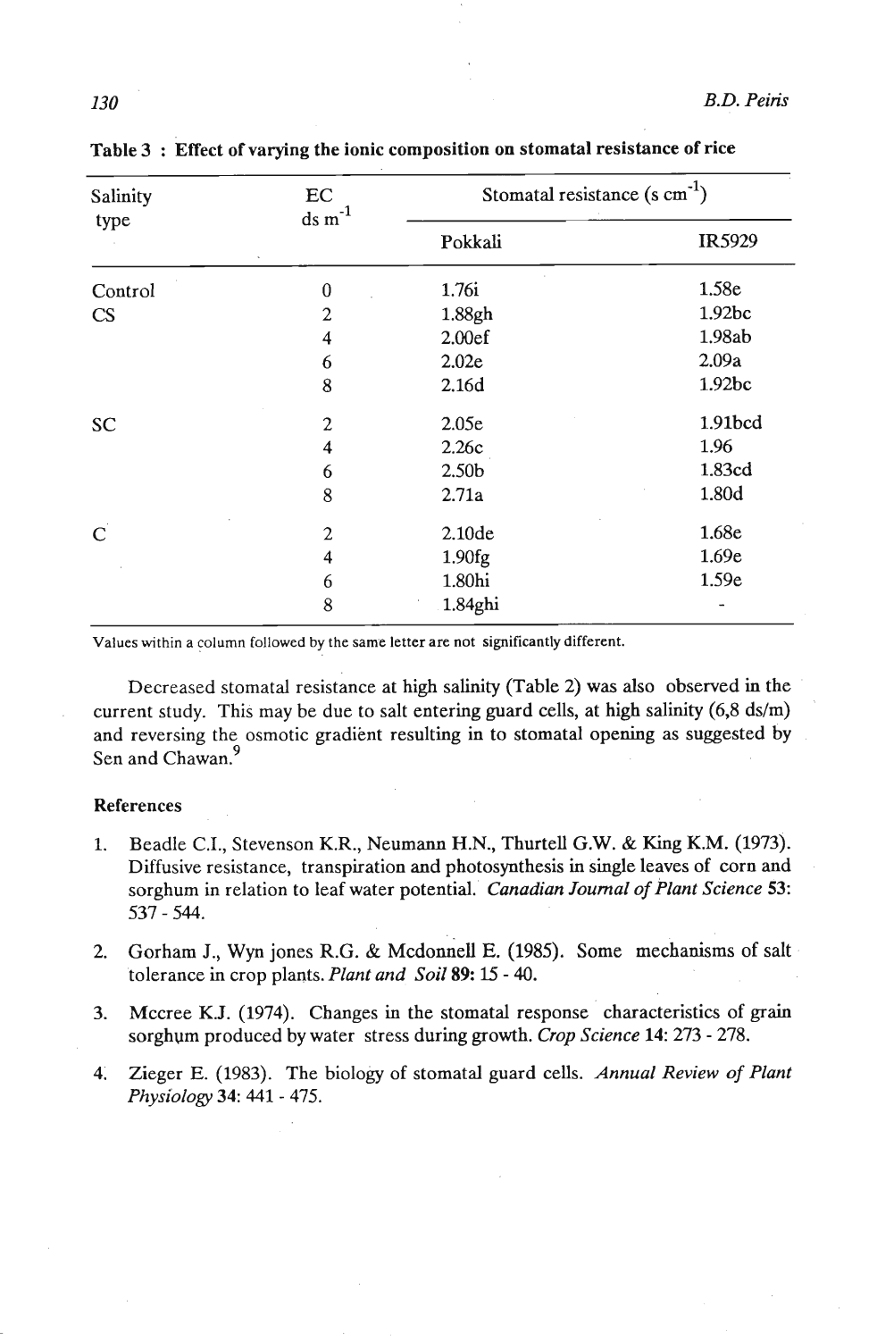**Table 3 : Effect of varying the ionic composition on stomatal resistance of rice**

| Salinity type | EC ds $m^{-1}$ | Stomatal resistance (s $cm^{-1}$) | |
|---|---|---|---|
| | | Pokkali | IR5929 |
| Control | 0 | 1.76i | 1.58e |
| CS | 2 | 1.88gh | 1.92bc |
| | 4 | 2.00ef | 1.98ab |
| | 6 | 2.02e | 2.09a |
| | 8 | 2.16d | 1.92bc |
| SC | 2 | 2.05e | 1.91bcd |
| | 4 | 2.26c | 1.96 |
| | 6 | 2.50b | 1.83cd |
| | 8 | 2.71a | 1.80d |
| C | 2 | 2.10de | 1.68e |
| | 4 | 1.90fg | 1.69e |
| | 6 | 1.80hi | 1.59e |
| | 8 | 1.84ghi | - |

Values within a column followed by the same letter are not significantly different.

Decreased stomatal resistance at high salinity (Table 2) was also observed in the current study. This may be due to salt entering guard cells, at high salinity (6,8 ds/m) and reversing the osmotic gradient resulting in to stomatal opening as suggested by Sen and Chawan.[9]

## References

1. Beadle C.I., Stevenson K.R., Neumann H.N., Thurtell G.W. & King K.M. (1973). Diffusive resistance, transpiration and photosynthesis in single leaves of corn and sorghum in relation to leaf water potential. *Canadian Journal of Plant Science* **53**: 537 - 544.

2. Gorham J., Wyn jones R.G. & Mcdonnell E. (1985). Some mechanisms of salt tolerance in crop plants. *Plant and Soil* **89:** 15 - 40.

3. Mccree K.J. (1974). Changes in the stomatal response characteristics of grain sorghum produced by water stress during growth. *Crop Science* **14**: 273 - 278.

4. Zieger E. (1983). The biology of stomatal guard cells. *Annual Review of Plant Physiology* **34**: 441 - 475.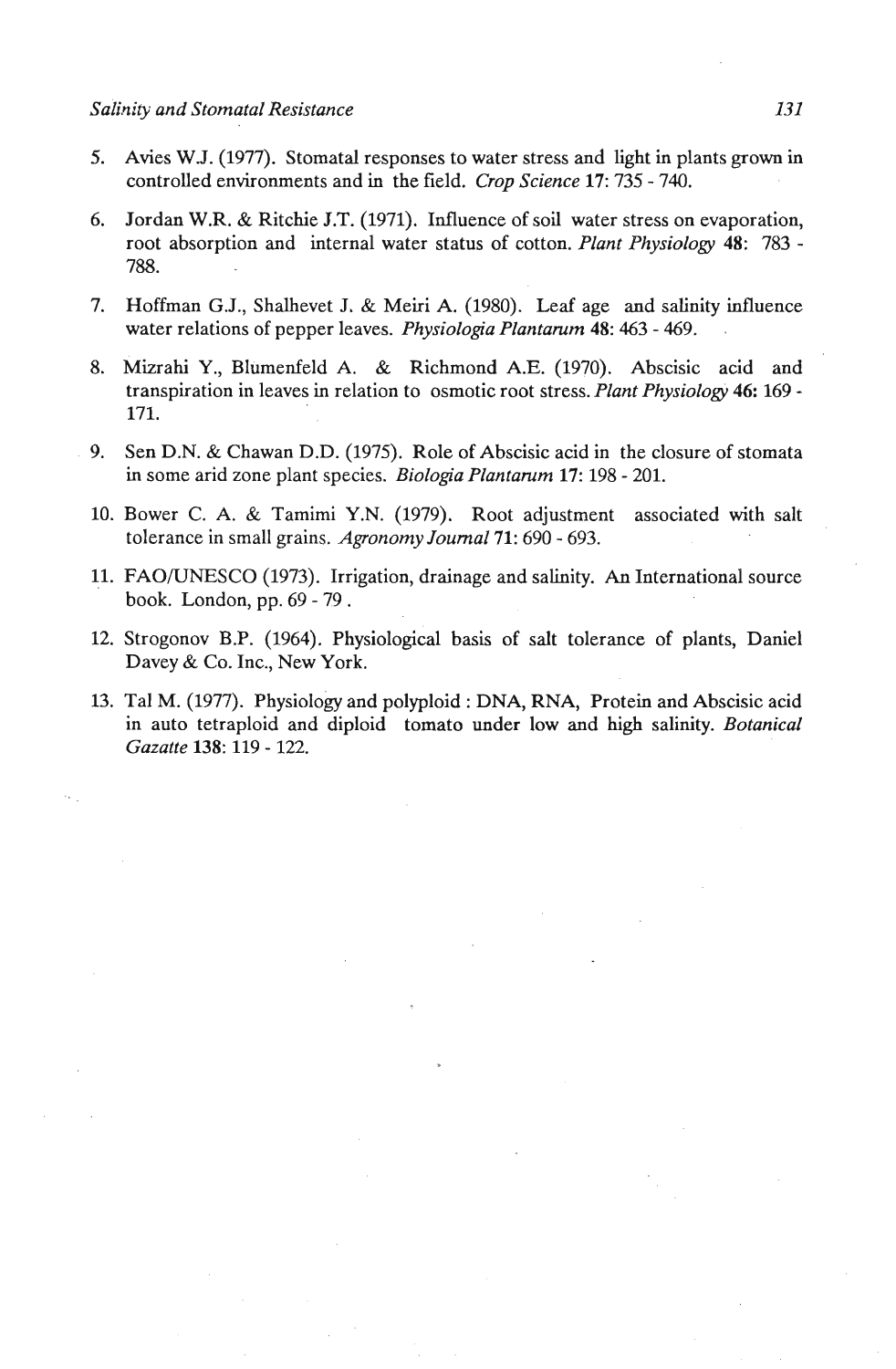5. Avies W.J. (1977). Stomatal responses to water stress and light in plants grown in controlled environments and in the field. *Crop Science* **17**: 735 - 740.

6. Jordan W.R. & Ritchie J.T. (1971). Influence of soil water stress on evaporation, root absorption and internal water status of cotton. *Plant Physiology* **48**: 783 - 788.

7. Hoffman G.J., Shalhevet J. & Meiri A. (1980). Leaf age and salinity influence water relations of pepper leaves. *Physiologia Plantarum* **48**: 463 - 469.

8. Mizrahi Y., Blumenfeld A. & Richmond A.E. (1970). Abscisic acid and transpiration in leaves in relation to osmotic root stress. *Plant Physiology* **46**: 169 - 171.

9. Sen D.N. & Chawan D.D. (1975). Role of Abscisic acid in the closure of stomata in some arid zone plant species. *Biologia Plantarum* **17**: 198 - 201.

10. Bower C. A. & Tamimi Y.N. (1979). Root adjustment associated with salt tolerance in small grains. *Agronomy Journal* **71**: 690 - 693.

11. FAO/UNESCO (1973). Irrigation, drainage and salinity. An International source book. London, pp. 69 - 79 .

12. Strogonov B.P. (1964). Physiological basis of salt tolerance of plants, Daniel Davey & Co. Inc., New York.

13. Tal M. (1977). Physiology and polyploid : DNA, RNA, Protein and Abscisic acid in auto tetraploid and diploid tomato under low and high salinity. *Botanical Gazatte* **138**: 119 - 122.